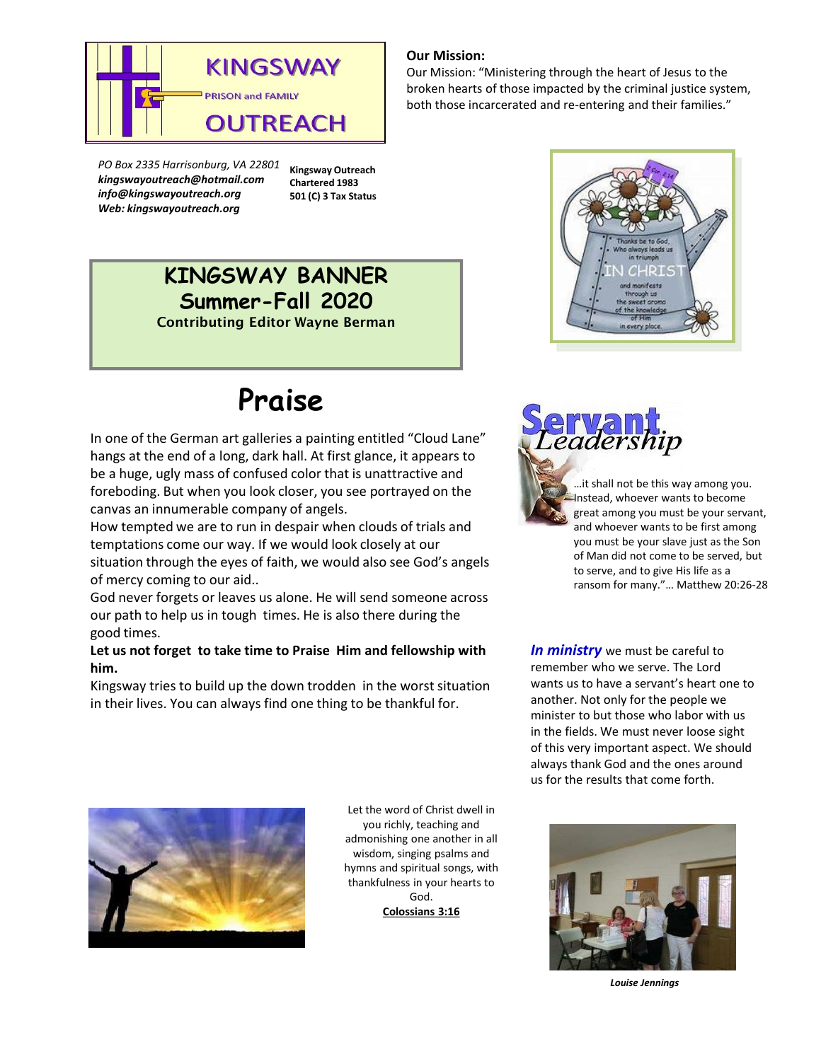KINGSWAY
PRISON and FAMILY
OUTREACH

**Our Mission:**

Our Mission: "Ministering through the heart of Jesus to the broken hearts of those impacted by the criminal justice system, both those incarcerated and re-entering and their families."

*PO Box 2335 Harrisonburg, VA 22801*
***kingswayoutreach@hotmail.com***
***info@kingswayoutreach.org***
***Web: kingswayoutreach.org***

**Kingsway Outreach**
**Chartered 1983**
**501 (C) 3 Tax Status**

# KINGSWAY BANNER
# Summer-Fall 2020

**Contributing Editor Wayne Berman**

# Praise

In one of the German art galleries a painting entitled "Cloud Lane" hangs at the end of a long, dark hall. At first glance, it appears to be a huge, ugly mass of confused color that is unattractive and foreboding. But when you look closer, you see portrayed on the canvas an innumerable company of angels.

How tempted we are to run in despair when clouds of trials and temptations come our way. If we would look closely at our situation through the eyes of faith, we would also see God's angels of mercy coming to our aid..

God never forgets or leaves us alone. He will send someone across our path to help us in tough times. He is also there during the good times.

**Let us not forget to take time to Praise Him and fellowship with him.**

Kingsway tries to build up the down trodden in the worst situation in their lives. You can always find one thing to be thankful for.

## Servant Leadership

…it shall not be this way among you. Instead, whoever wants to become great among you must be your servant, and whoever wants to be first among you must be your slave just as the Son of Man did not come to be served, but to serve, and to give His life as a ransom for many."… Matthew 20:26-28

***In ministry*** we must be careful to remember who we serve. The Lord wants us to have a servant's heart one to another. Not only for the people we minister to but those who labor with us in the fields. We must never loose sight of this very important aspect. We should always thank God and the ones around us for the results that come forth.

Let the word of Christ dwell in you richly, teaching and admonishing one another in all wisdom, singing psalms and hymns and spiritual songs, with thankfulness in your hearts to God.
**Colossians 3:16**

***Louise Jennings***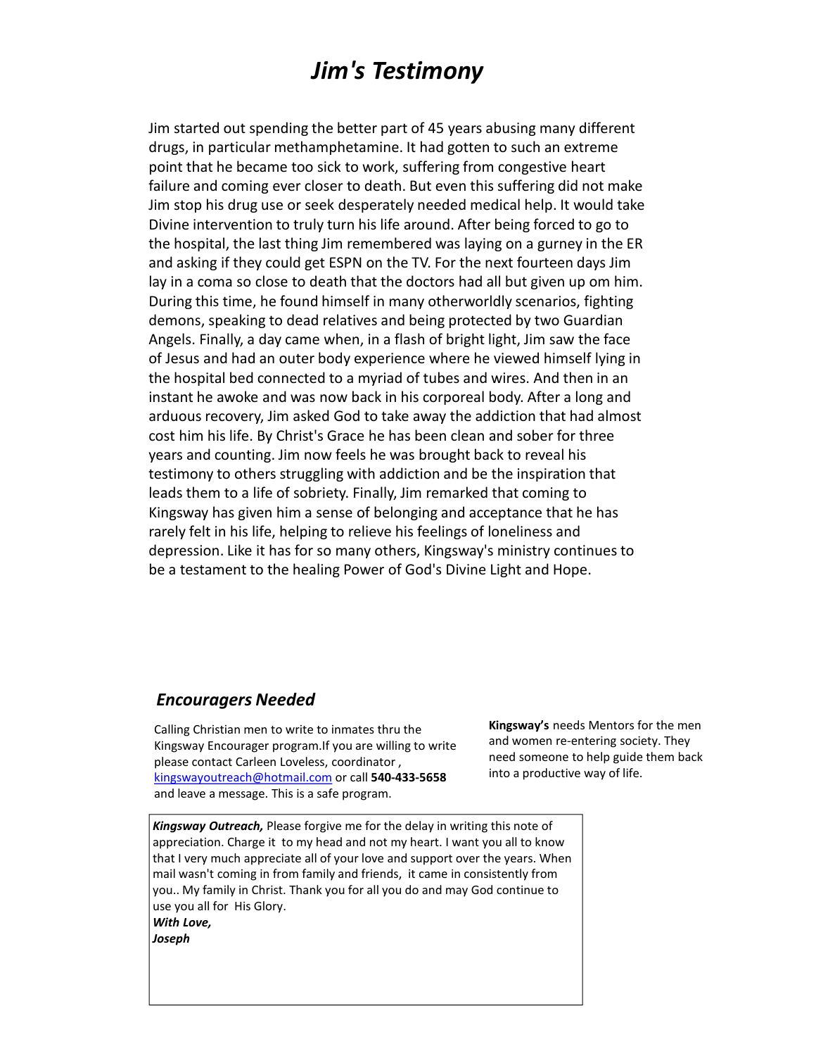# *Jim's Testimony*

Jim started out spending the better part of 45 years abusing many different drugs, in particular methamphetamine. It had gotten to such an extreme point that he became too sick to work, suffering from congestive heart failure and coming ever closer to death. But even this suffering did not make Jim stop his drug use or seek desperately needed medical help. It would take Divine intervention to truly turn his life around. After being forced to go to the hospital, the last thing Jim remembered was laying on a gurney in the ER and asking if they could get ESPN on the TV. For the next fourteen days Jim lay in a coma so close to death that the doctors had all but given up om him. During this time, he found himself in many otherworldly scenarios, fighting demons, speaking to dead relatives and being protected by two Guardian Angels. Finally, a day came when, in a flash of bright light, Jim saw the face of Jesus and had an outer body experience where he viewed himself lying in the hospital bed connected to a myriad of tubes and wires. And then in an instant he awoke and was now back in his corporeal body. After a long and arduous recovery, Jim asked God to take away the addiction that had almost cost him his life. By Christ's Grace he has been clean and sober for three years and counting. Jim now feels he was brought back to reveal his testimony to others struggling with addiction and be the inspiration that leads them to a life of sobriety. Finally, Jim remarked that coming to Kingsway has given him a sense of belonging and acceptance that he has rarely felt in his life, helping to relieve his feelings of loneliness and depression. Like it has for so many others, Kingsway's ministry continues to be a testament to the healing Power of God's Divine Light and Hope.

### *Encouragers Needed*

Calling Christian men to write to inmates thru the Kingsway Encourager program.If you are willing to write please contact Carleen Loveless, coordinator , kingswayoutreach@hotmail.com or call **540-433-5658** and leave a message. This is a safe program.

**Kingsway's** needs Mentors for the men and women re-entering society. They need someone to help guide them back into a productive way of life.

***Kingsway Outreach,*** Please forgive me for the delay in writing this note of appreciation. Charge it to my head and not my heart. I want you all to know that I very much appreciate all of your love and support over the years. When mail wasn't coming in from family and friends, it came in consistently from you.. My family in Christ. Thank you for all you do and may God continue to use you all for His Glory.

***With Love,***
***Joseph***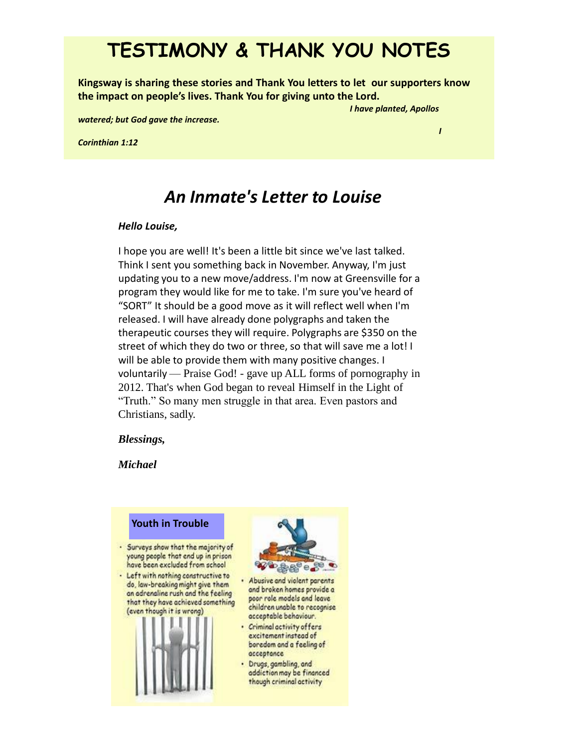# TESTIMONY & THANK YOU NOTES

**Kingsway is sharing these stories and Thank You letters to let our supporters know the impact on people's lives. Thank You for giving unto the Lord.**

***I have planted, Apollos watered; but God gave the increase.***

***I Corinthian 1:12***

## *An Inmate's Letter to Louise*

***Hello Louise,***

I hope you are well! It's been a little bit since we've last talked. Think I sent you something back in November. Anyway, I'm just updating you to a new move/address. I'm now at Greensville for a program they would like for me to take. I'm sure you've heard of "SORT" It should be a good move as it will reflect well when I'm released. I will have already done polygraphs and taken the therapeutic courses they will require. Polygraphs are $350 on the street of which they do two or three, so that will save me a lot! I will be able to provide them with many positive changes. I voluntarily — Praise God! - gave up ALL forms of pornography in 2012. That's when God began to reveal Himself in the Light of "Truth." So many men struggle in that area. Even pastors and Christians, sadly.

***Blessings,***

***Michael***

**Youth in Trouble**

- Surveys show that the majority of young people that end up in prison have been excluded from school
- Left with nothing constructive to do, law-breaking might give them an adrenaline rush and the feeling that they have achieved something (even though it is wrong)
- Abusive and violent parents and broken homes provide a poor role models and leave children unable to recognise acceptable behaviour.
- Criminal activity offers excitement instead of boredom and a feeling of acceptance
- Drugs, gambling, and addiction may be financed though criminal activity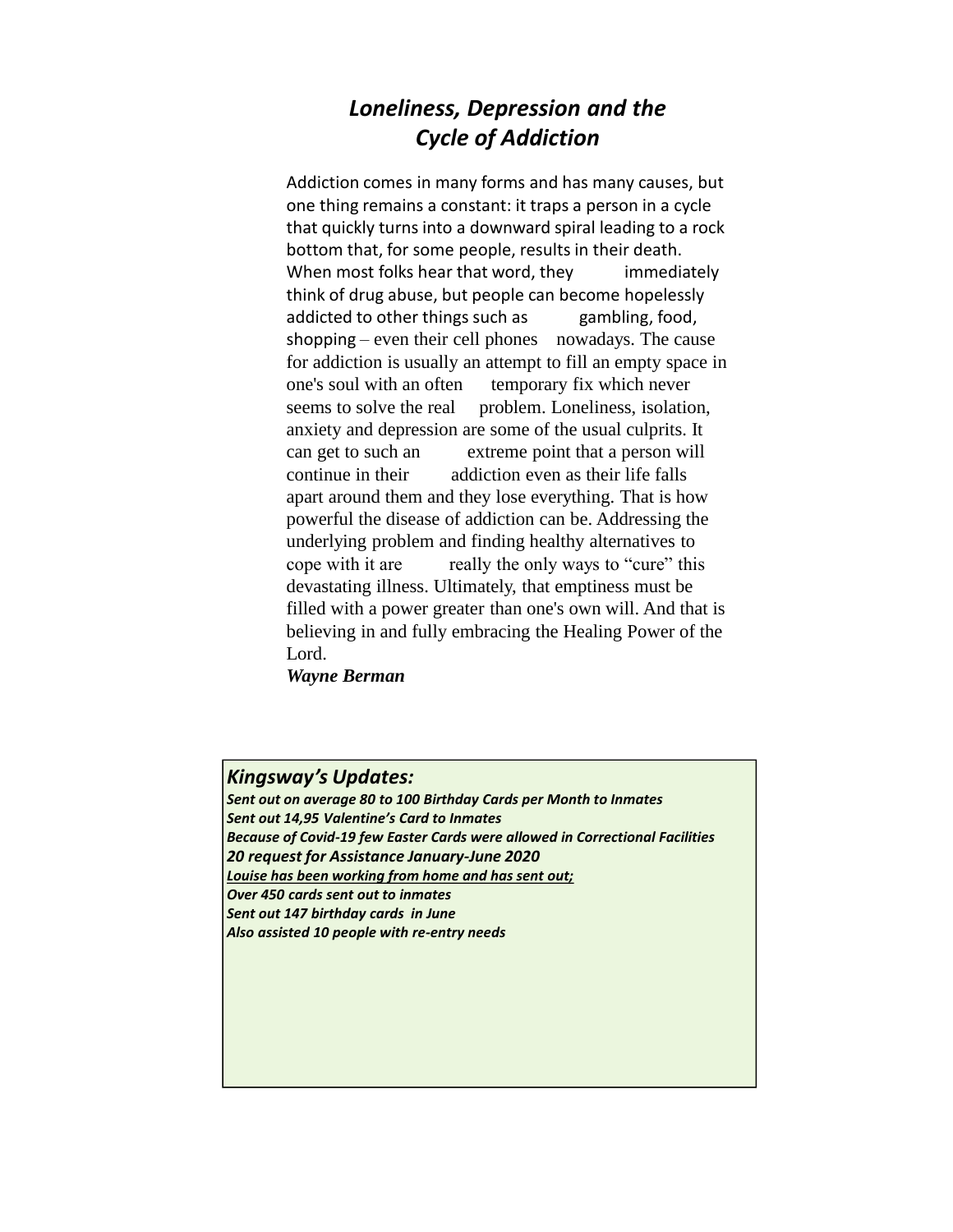## *Loneliness, Depression and the Cycle of Addiction*

Addiction comes in many forms and has many causes, but one thing remains a constant: it traps a person in a cycle that quickly turns into a downward spiral leading to a rock bottom that, for some people, results in their death. When most folks hear that word, they immediately think of drug abuse, but people can become hopelessly addicted to other things such as gambling, food, shopping – even their cell phones nowadays. The cause for addiction is usually an attempt to fill an empty space in one's soul with an often temporary fix which never seems to solve the real problem. Loneliness, isolation, anxiety and depression are some of the usual culprits. It can get to such an extreme point that a person will continue in their addiction even as their life falls apart around them and they lose everything. That is how powerful the disease of addiction can be. Addressing the underlying problem and finding healthy alternatives to cope with it are really the only ways to "cure" this devastating illness. Ultimately, that emptiness must be filled with a power greater than one's own will. And that is believing in and fully embracing the Healing Power of the Lord.

***Wayne Berman***

### *Kingsway's Updates:*

***Sent out on average 80 to 100 Birthday Cards per Month to Inmates***
***Sent out 14,95 Valentine's Card to Inmates***
***Because of Covid-19 few Easter Cards were allowed in Correctional Facilities***
***20 request for Assistance January-June 2020***
***<u>Louise has been working from home and has sent out;</u>***
***Over 450 cards sent out to inmates***
***Sent out 147 birthday cards in June***
***Also assisted 10 people with re-entry needs***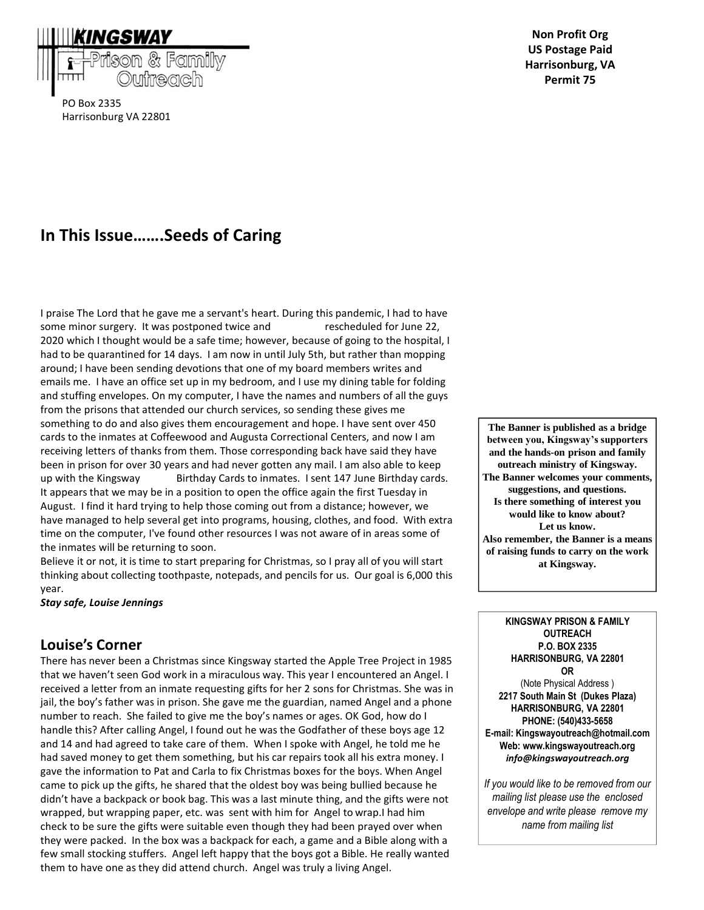KINGSWAY Prison & Family Outreach

PO Box 2335
Harrisonburg VA 22801

**Non Profit Org**
**US Postage Paid**
**Harrisonburg, VA**
**Permit 75**

## In This Issue…….Seeds of Caring

I praise The Lord that he gave me a servant's heart. During this pandemic, I had to have some minor surgery. It was postponed twice and rescheduled for June 22, 2020 which I thought would be a safe time; however, because of going to the hospital, I had to be quarantined for 14 days. I am now in until July 5th, but rather than mopping around; I have been sending devotions that one of my board members writes and emails me. I have an office set up in my bedroom, and I use my dining table for folding and stuffing envelopes. On my computer, I have the names and numbers of all the guys from the prisons that attended our church services, so sending these gives me something to do and also gives them encouragement and hope. I have sent over 450 cards to the inmates at Coffeewood and Augusta Correctional Centers, and now I am receiving letters of thanks from them. Those corresponding back have said they have been in prison for over 30 years and had never gotten any mail. I am also able to keep up with the Kingsway Birthday Cards to inmates. I sent 147 June Birthday cards. It appears that we may be in a position to open the office again the first Tuesday in August. I find it hard trying to help those coming out from a distance; however, we have managed to help several get into programs, housing, clothes, and food. With extra time on the computer, I've found other resources I was not aware of in areas some of the inmates will be returning to soon.

Believe it or not, it is time to start preparing for Christmas, so I pray all of you will start thinking about collecting toothpaste, notepads, and pencils for us. Our goal is 6,000 this year.

***Stay safe, Louise Jennings***

## Louise's Corner

There has never been a Christmas since Kingsway started the Apple Tree Project in 1985 that we haven't seen God work in a miraculous way. This year I encountered an Angel. I received a letter from an inmate requesting gifts for her 2 sons for Christmas. She was in jail, the boy's father was in prison. She gave me the guardian, named Angel and a phone number to reach. She failed to give me the boy's names or ages. OK God, how do I handle this? After calling Angel, I found out he was the Godfather of these boys age 12 and 14 and had agreed to take care of them. When I spoke with Angel, he told me he had saved money to get them something, but his car repairs took all his extra money. I gave the information to Pat and Carla to fix Christmas boxes for the boys. When Angel came to pick up the gifts, he shared that the oldest boy was being bullied because he didn't have a backpack or book bag. This was a last minute thing, and the gifts were not wrapped, but wrapping paper, etc. was sent with him for Angel to wrap.I had him check to be sure the gifts were suitable even though they had been prayed over when they were packed. In the box was a backpack for each, a game and a Bible along with a few small stocking stuffers. Angel left happy that the boys got a Bible. He really wanted them to have one as they did attend church. Angel was truly a living Angel.

**The Banner is published as a bridge between you, Kingsway's supporters and the hands-on prison and family outreach ministry of Kingsway.**
**The Banner welcomes your comments, suggestions, and questions.**
**Is there something of interest you would like to know about?**
**Let us know.**
**Also remember, the Banner is a means of raising funds to carry on the work at Kingsway.**

**KINGSWAY PRISON & FAMILY OUTREACH**
**P.O. BOX 2335**
**HARRISONBURG, VA 22801**
**OR**
(Note Physical Address )
**2217 South Main St (Dukes Plaza)**
**HARRISONBURG, VA 22801**
**PHONE: (540)433-5658**
**E-mail: Kingswayoutreach@hotmail.com**
**Web: www.kingswayoutreach.org**
***info@kingswayoutreach.org***

*If you would like to be removed from our mailing list please use the enclosed envelope and write please remove my name from mailing list*